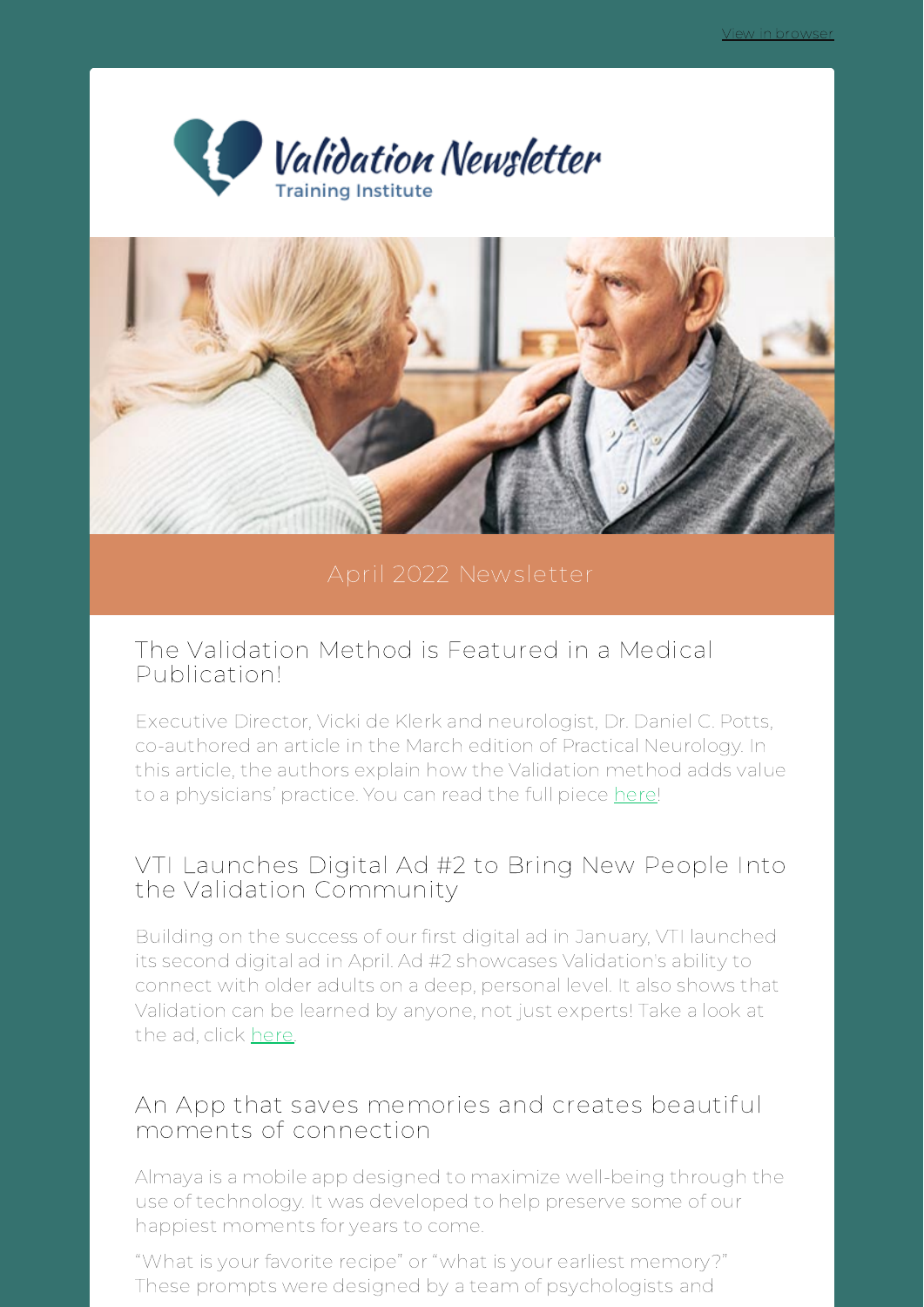View in browser

Validation Newsletter
Training Institute

April 2022 Newsletter

## The Validation Method is Featured in a Medical Publication!

Executive Director, Vicki de Klerk and neurologist, Dr. Daniel C. Potts, co-authored an article in the March edition of Practical Neurology. In this article, the authors explain how the Validation method adds value to a physicians' practice. You can read the full piece here!

## VTI Launches Digital Ad #2 to Bring New People Into the Validation Community

Building on the success of our first digital ad in January, VTI launched its second digital ad in April. Ad #2 showcases Validation's ability to connect with older adults on a deep, personal level. It also shows that Validation can be learned by anyone, not just experts! Take a look at the ad, click here.

## An App that saves memories and creates beautiful moments of connection

Almaya is a mobile app designed to maximize well-being through the use of technology. It was developed to help preserve some of our happiest moments for years to come.

"What is your favorite recipe" or "what is your earliest memory?" These prompts were designed by a team of psychologists and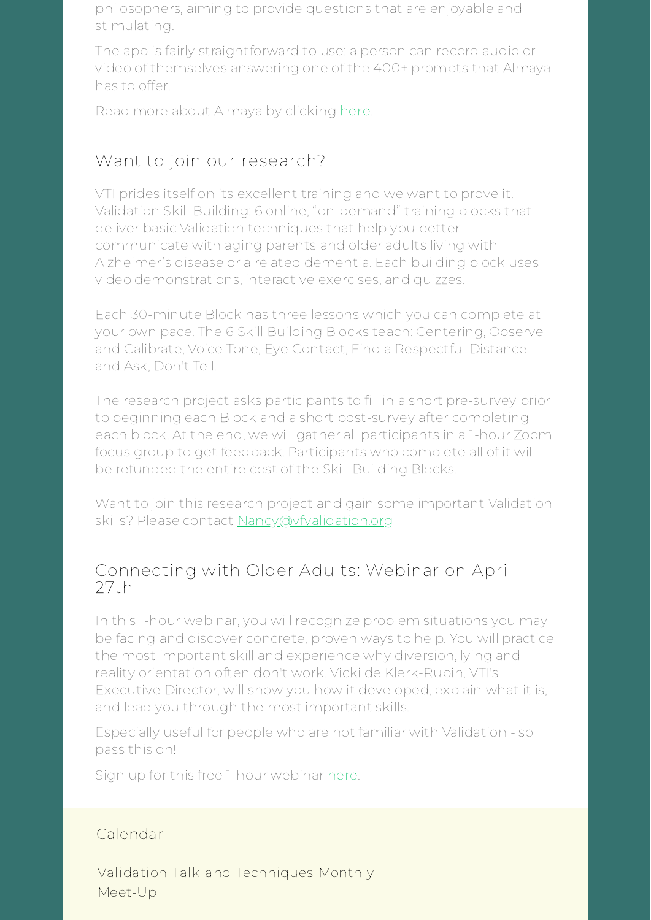philosophers, aiming to provide questions that are enjoyable and stimulating.

The app is fairly straightforward to use: a person can record audio or video of themselves answering one of the 400+ prompts that Almaya has to offer.

Read more about Almaya by clicking [here](.).

## Want to join our research?

VTI prides itself on its excellent training and we want to prove it. Validation Skill Building: 6 online, "on-demand" training blocks that deliver basic Validation techniques that help you better communicate with aging parents and older adults living with Alzheimer's disease or a related dementia. Each building block uses video demonstrations, interactive exercises, and quizzes.

Each 30-minute Block has three lessons which you can complete at your own pace. The 6 Skill Building Blocks teach: Centering, Observe and Calibrate, Voice Tone, Eye Contact, Find a Respectful Distance and Ask, Don't Tell.

The research project asks participants to fill in a short pre-survey prior to beginning each Block and a short post-survey after completing each block. At the end, we will gather all participants in a 1-hour Zoom focus group to get feedback. Participants who complete all of it will be refunded the entire cost of the Skill Building Blocks.

Want to join this research project and gain some important Validation skills? Please contact Nancy@vfvalidation.org

## Connecting with Older Adults: Webinar on April 27th

In this 1-hour webinar, you will recognize problem situations you may be facing and discover concrete, proven ways to help. You will practice the most important skill and experience why diversion, lying and reality orientation often don't work. Vicki de Klerk-Rubin, VTI's Executive Director, will show you how it developed, explain what it is, and lead you through the most important skills.

Especially useful for people who are not familiar with Validation - so pass this on!

Sign up for this free 1-hour webinar [here](.).

## Calendar

Validation Talk and Techniques Monthly Meet-Up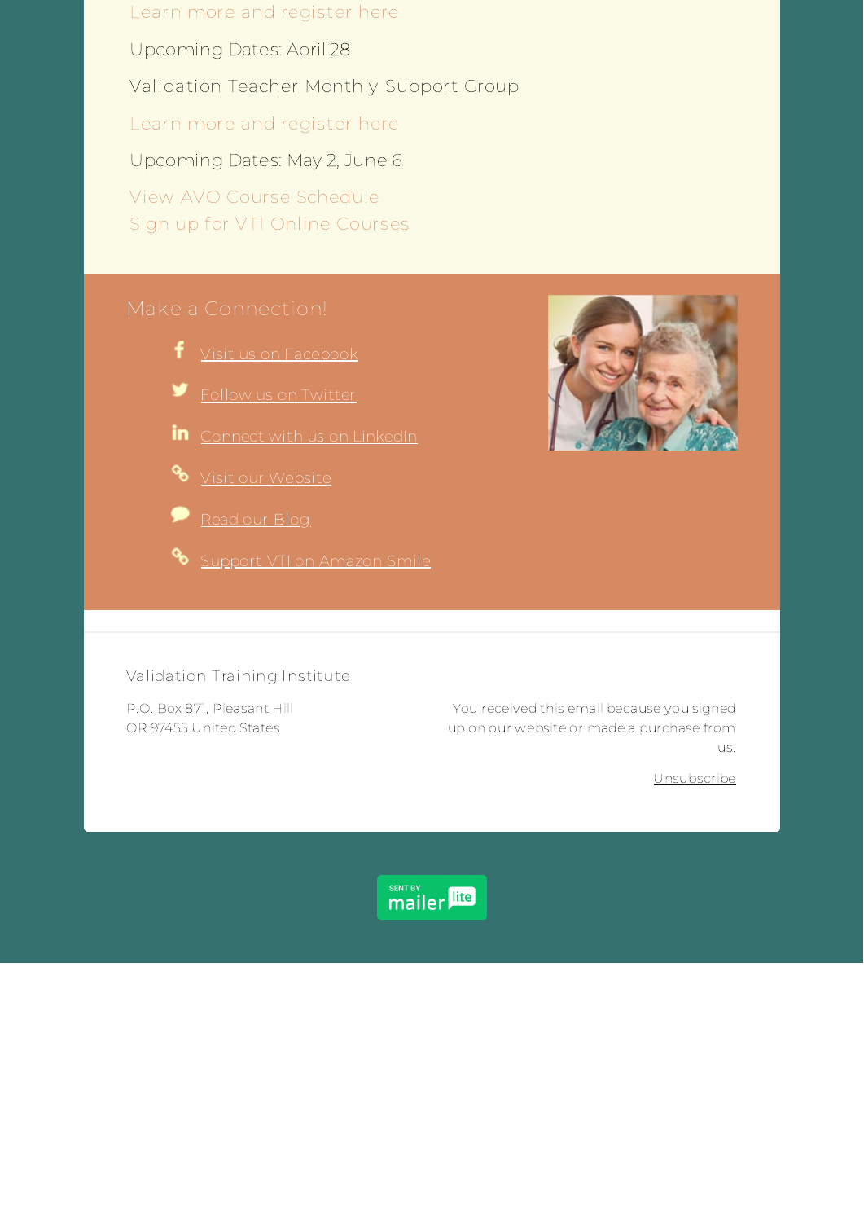Learn more and register here

Upcoming Dates: April 28

Validation Teacher Monthly Support Group

Learn more and register here

Upcoming Dates: May 2, June 6

View AVO Course Schedule
Sign up for VTI Online Courses

## Make a Connection!

- Visit us on Facebook
- Follow us on Twitter
- Connect with us on LinkedIn
- Visit our Website
- Read our Blog
- Support VTI on Amazon Smile

Validation Training Institute

P.O. Box 871, Pleasant Hill
OR 97455 United States

You received this email because you signed up on our website or made a purchase from us.

Unsubscribe

SENT BY mailer lite